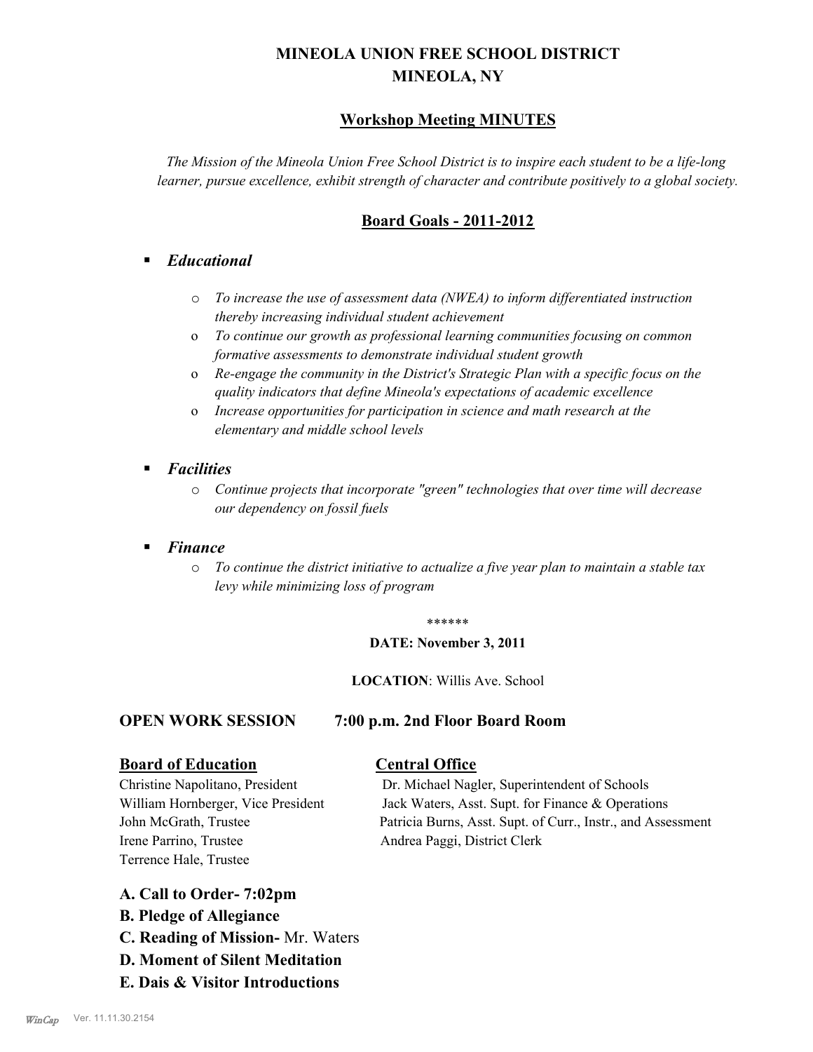# MINEOLA UNION FREE SCHOOL DISTRICT
# MINEOLA, NY

## Workshop Meeting MINUTES

*The Mission of the Mineola Union Free School District is to inspire each student to be a life-long learner, pursue excellence, exhibit strength of character and contribute positively to a global society.*

## Board Goals - 2011-2012

- ***Educational***
  - *To increase the use of assessment data (NWEA) to inform differentiated instruction thereby increasing individual student achievement*
  - *To continue our growth as professional learning communities focusing on common formative assessments to demonstrate individual student growth*
  - *Re-engage the community in the District's Strategic Plan with a specific focus on the quality indicators that define Mineola's expectations of academic excellence*
  - *Increase opportunities for participation in science and math research at the elementary and middle school levels*
- ***Facilities***
  - *Continue projects that incorporate "green" technologies that over time will decrease our dependency on fossil fuels*
- ***Finance***
  - *To continue the district initiative to actualize a five year plan to maintain a stable tax levy while minimizing loss of program*

\*\*\*\*\*\*

**DATE: November 3, 2011**

**LOCATION**: Willis Ave. School

**OPEN WORK SESSION 7:00 p.m. 2nd Floor Board Room**

**Board of Education**

Christine Napolitano, President
William Hornberger, Vice President
John McGrath, Trustee
Irene Parrino, Trustee
Terrence Hale, Trustee

**Central Office**

Dr. Michael Nagler, Superintendent of Schools
Jack Waters, Asst. Supt. for Finance & Operations
Patricia Burns, Asst. Supt. of Curr., Instr., and Assessment
Andrea Paggi, District Clerk

**A. Call to Order- 7:02pm**

**B. Pledge of Allegiance**

**C. Reading of Mission-** Mr. Waters

**D. Moment of Silent Meditation**

**E. Dais & Visitor Introductions**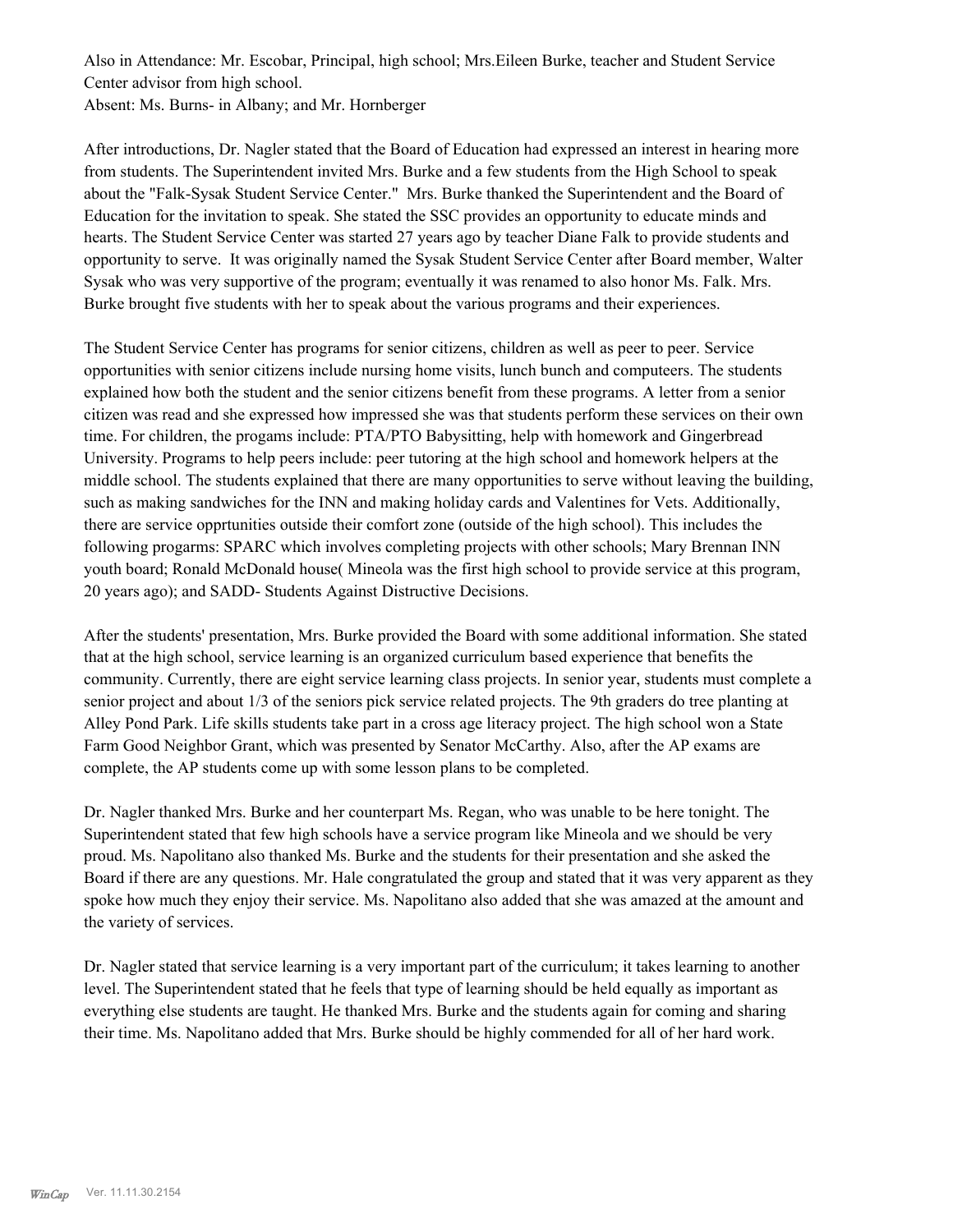Also in Attendance: Mr. Escobar, Principal, high school; Mrs.Eileen Burke, teacher and Student Service Center advisor from high school.
Absent: Ms. Burns- in Albany; and Mr. Hornberger

After introductions, Dr. Nagler stated that the Board of Education had expressed an interest in hearing more from students. The Superintendent invited Mrs. Burke and a few students from the High School to speak about the "Falk-Sysak Student Service Center." Mrs. Burke thanked the Superintendent and the Board of Education for the invitation to speak. She stated the SSC provides an opportunity to educate minds and hearts. The Student Service Center was started 27 years ago by teacher Diane Falk to provide students and opportunity to serve. It was originally named the Sysak Student Service Center after Board member, Walter Sysak who was very supportive of the program; eventually it was renamed to also honor Ms. Falk. Mrs. Burke brought five students with her to speak about the various programs and their experiences.

The Student Service Center has programs for senior citizens, children as well as peer to peer. Service opportunities with senior citizens include nursing home visits, lunch bunch and computeers. The students explained how both the student and the senior citizens benefit from these programs. A letter from a senior citizen was read and she expressed how impressed she was that students perform these services on their own time. For children, the progams include: PTA/PTO Babysitting, help with homework and Gingerbread University. Programs to help peers include: peer tutoring at the high school and homework helpers at the middle school. The students explained that there are many opportunities to serve without leaving the building, such as making sandwiches for the INN and making holiday cards and Valentines for Vets. Additionally, there are service opprtunities outside their comfort zone (outside of the high school). This includes the following progarms: SPARC which involves completing projects with other schools; Mary Brennan INN youth board; Ronald McDonald house( Mineola was the first high school to provide service at this program, 20 years ago); and SADD- Students Against Distructive Decisions.

After the students' presentation, Mrs. Burke provided the Board with some additional information. She stated that at the high school, service learning is an organized curriculum based experience that benefits the community. Currently, there are eight service learning class projects. In senior year, students must complete a senior project and about 1/3 of the seniors pick service related projects. The 9th graders do tree planting at Alley Pond Park. Life skills students take part in a cross age literacy project. The high school won a State Farm Good Neighbor Grant, which was presented by Senator McCarthy. Also, after the AP exams are complete, the AP students come up with some lesson plans to be completed.

Dr. Nagler thanked Mrs. Burke and her counterpart Ms. Regan, who was unable to be here tonight. The Superintendent stated that few high schools have a service program like Mineola and we should be very proud. Ms. Napolitano also thanked Ms. Burke and the students for their presentation and she asked the Board if there are any questions. Mr. Hale congratulated the group and stated that it was very apparent as they spoke how much they enjoy their service. Ms. Napolitano also added that she was amazed at the amount and the variety of services.

Dr. Nagler stated that service learning is a very important part of the curriculum; it takes learning to another level. The Superintendent stated that he feels that type of learning should be held equally as important as everything else students are taught. He thanked Mrs. Burke and the students again for coming and sharing their time. Ms. Napolitano added that Mrs. Burke should be highly commended for all of her hard work.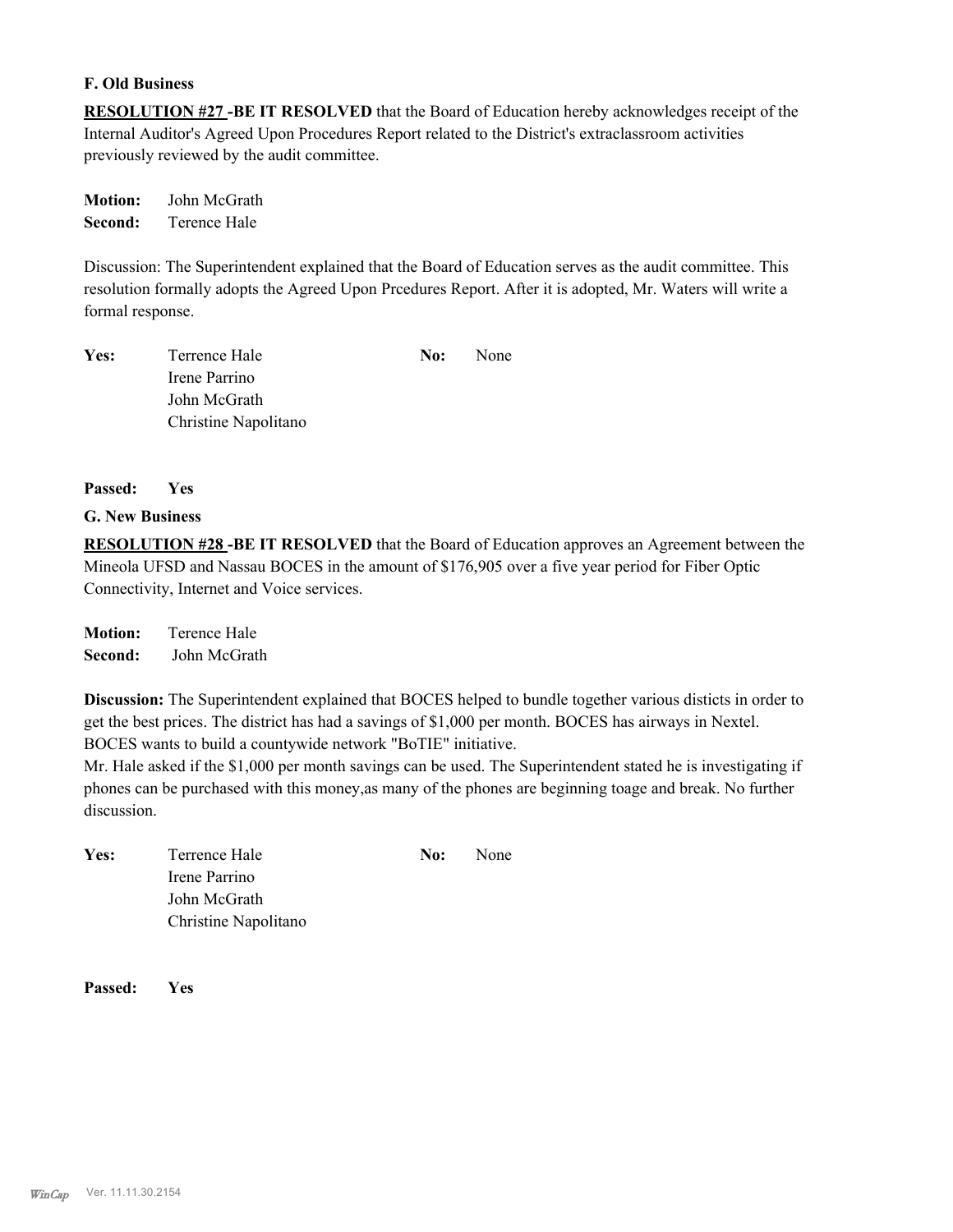**F. Old Business**

**RESOLUTION #27 -BE IT RESOLVED** that the Board of Education hereby acknowledges receipt of the Internal Auditor's Agreed Upon Procedures Report related to the District's extraclassroom activities previously reviewed by the audit committee.

**Motion:** John McGrath
**Second:** Terence Hale

Discussion: The Superintendent explained that the Board of Education serves as the audit committee. This resolution formally adopts the Agreed Upon Prcedures Report. After it is adopted, Mr. Waters will write a formal response.

| **Yes:** | Terrence Hale | **No:** | None |
|---|---|---|---|
| | Irene Parrino | | |
| | John McGrath | | |
| | Christine Napolitano | | |

**Passed:** **Yes**

**G. New Business**

**RESOLUTION #28 -BE IT RESOLVED** that the Board of Education approves an Agreement between the Mineola UFSD and Nassau BOCES in the amount of $176,905 over a five year period for Fiber Optic Connectivity, Internet and Voice services.

**Motion:** Terence Hale
**Second:** John McGrath

**Discussion:** The Superintendent explained that BOCES helped to bundle together various disticts in order to get the best prices. The district has had a savings of $1,000 per month. BOCES has airways in Nextel. BOCES wants to build a countywide network "BoTIE" initiative.
Mr. Hale asked if the $1,000 per month savings can be used. The Superintendent stated he is investigating if phones can be purchased with this money,as many of the phones are beginning toage and break. No further discussion.

| **Yes:** | Terrence Hale | **No:** | None |
|---|---|---|---|
| | Irene Parrino | | |
| | John McGrath | | |
| | Christine Napolitano | | |

**Passed:** **Yes**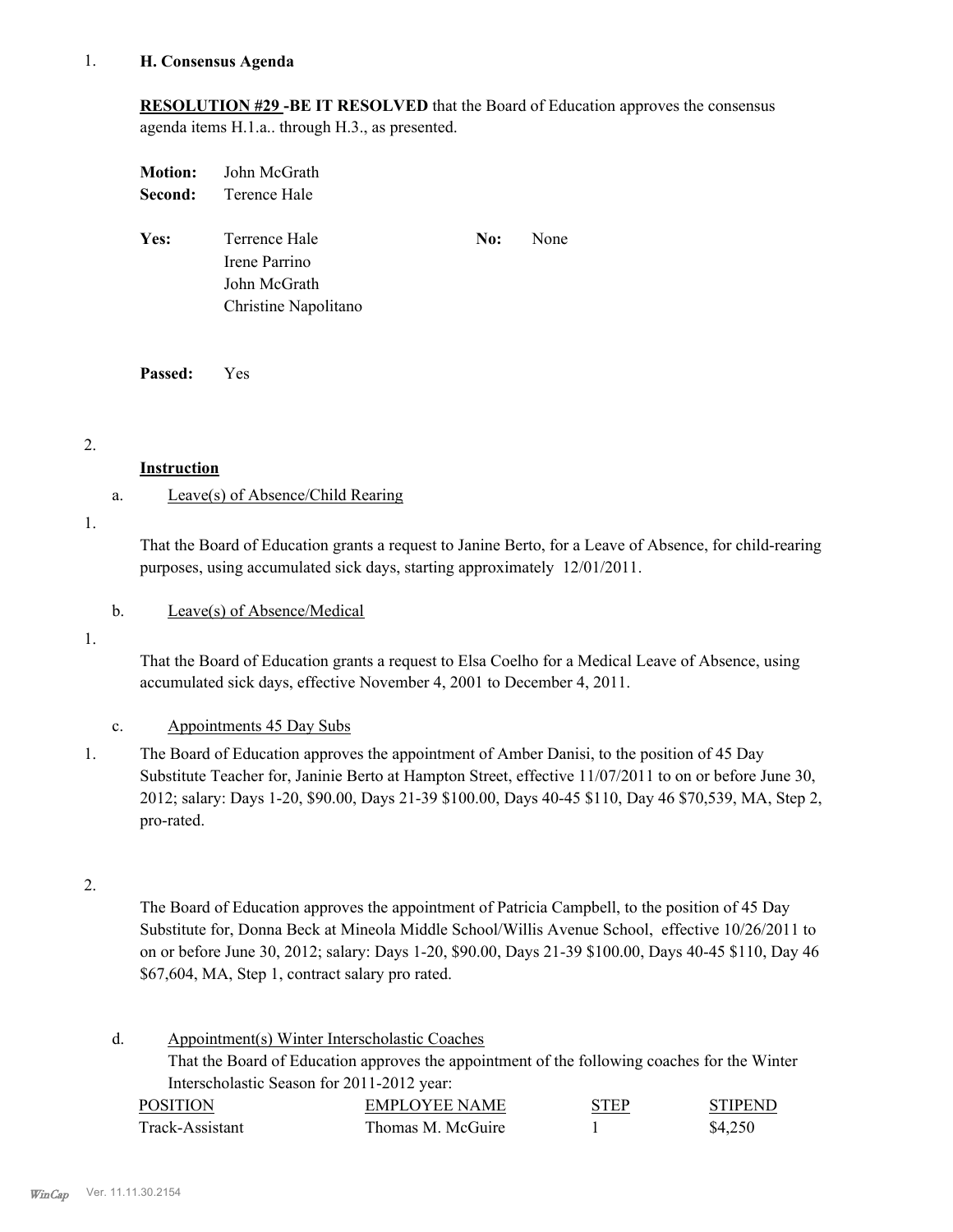1. **H. Consensus Agenda**

**RESOLUTION #29 -BE IT RESOLVED** that the Board of Education approves the consensus agenda items H.1.a.. through H.3., as presented.

**Motion:** John McGrath
**Second:** Terence Hale

**Yes:** Terrence Hale
Irene Parrino
John McGrath
Christine Napolitano

**No:** None

**Passed:** Yes

2.

**Instruction**

a. Leave(s) of Absence/Child Rearing

1. That the Board of Education grants a request to Janine Berto, for a Leave of Absence, for child-rearing purposes, using accumulated sick days, starting approximately 12/01/2011.

b. Leave(s) of Absence/Medical

1. That the Board of Education grants a request to Elsa Coelho for a Medical Leave of Absence, using accumulated sick days, effective November 4, 2001 to December 4, 2011.

c. Appointments 45 Day Subs

1. The Board of Education approves the appointment of Amber Danisi, to the position of 45 Day Substitute Teacher for, Janinie Berto at Hampton Street, effective 11/07/2011 to on or before June 30, 2012; salary: Days 1-20, $90.00, Days 21-39 $100.00, Days 40-45 $110, Day 46 $70,539, MA, Step 2, pro-rated.

2. The Board of Education approves the appointment of Patricia Campbell, to the position of 45 Day Substitute for, Donna Beck at Mineola Middle School/Willis Avenue School, effective 10/26/2011 to on or before June 30, 2012; salary: Days 1-20, $90.00, Days 21-39 $100.00, Days 40-45 $110, Day 46 $67,604, MA, Step 1, contract salary pro rated.

d. Appointment(s) Winter Interscholastic Coaches

That the Board of Education approves the appointment of the following coaches for the Winter Interscholastic Season for 2011-2012 year:

| POSITION | EMPLOYEE NAME | STEP | STIPEND |
|---|---|---|---|
| Track-Assistant | Thomas M. McGuire | 1 | $4,250 |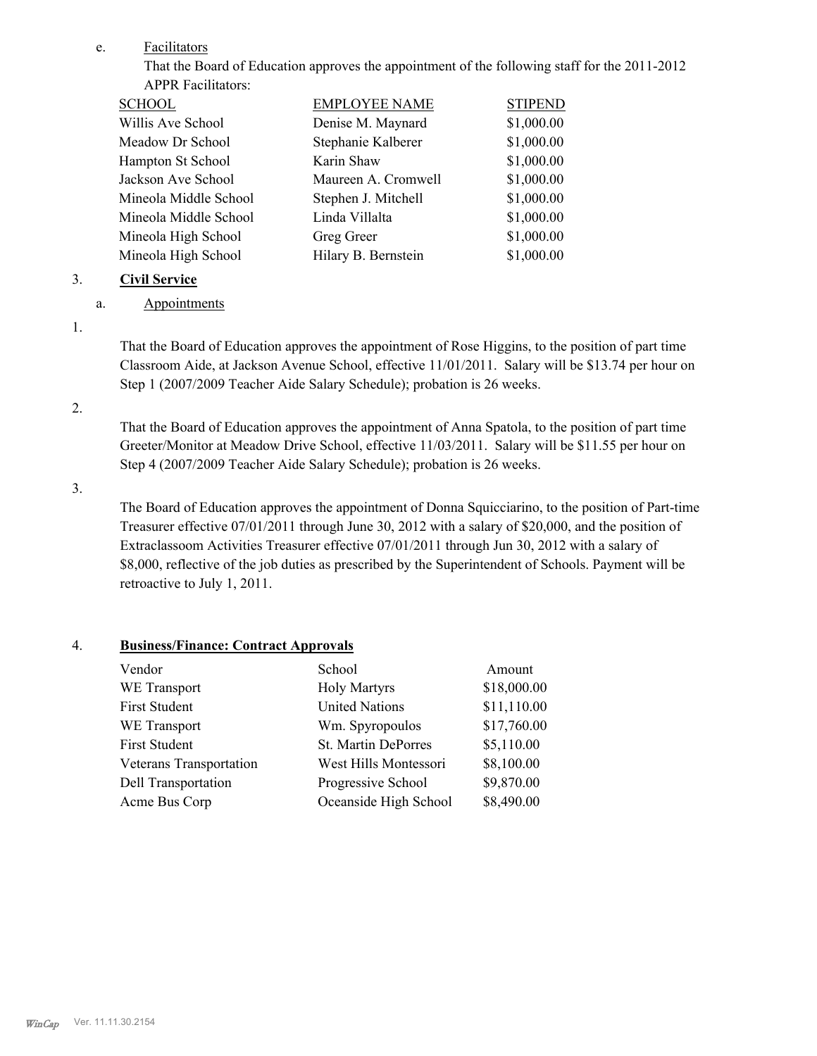e. Facilitators

That the Board of Education approves the appointment of the following staff for the 2011-2012 APPR Facilitators:

| SCHOOL | EMPLOYEE NAME | STIPEND |
|---|---|---|
| Willis Ave School | Denise M. Maynard | $1,000.00 |
| Meadow Dr School | Stephanie Kalberer | $1,000.00 |
| Hampton St School | Karin Shaw | $1,000.00 |
| Jackson Ave School | Maureen A. Cromwell | $1,000.00 |
| Mineola Middle School | Stephen J. Mitchell | $1,000.00 |
| Mineola Middle School | Linda Villalta | $1,000.00 |
| Mineola High School | Greg Greer | $1,000.00 |
| Mineola High School | Hilary B. Bernstein | $1,000.00 |

3. **Civil Service**

a. Appointments

1.

That the Board of Education approves the appointment of Rose Higgins, to the position of part time Classroom Aide, at Jackson Avenue School, effective 11/01/2011. Salary will be $13.74 per hour on Step 1 (2007/2009 Teacher Aide Salary Schedule); probation is 26 weeks.

2.

That the Board of Education approves the appointment of Anna Spatola, to the position of part time Greeter/Monitor at Meadow Drive School, effective 11/03/2011. Salary will be $11.55 per hour on Step 4 (2007/2009 Teacher Aide Salary Schedule); probation is 26 weeks.

3.

The Board of Education approves the appointment of Donna Squicciarino, to the position of Part-time Treasurer effective 07/01/2011 through June 30, 2012 with a salary of $20,000, and the position of Extraclassoom Activities Treasurer effective 07/01/2011 through Jun 30, 2012 with a salary of $8,000, reflective of the job duties as prescribed by the Superintendent of Schools. Payment will be retroactive to July 1, 2011.

4. **Business/Finance: Contract Approvals**

| Vendor | School | Amount |
|---|---|---|
| WE Transport | Holy Martyrs | $18,000.00 |
| First Student | United Nations | $11,110.00 |
| WE Transport | Wm. Spyropoulos | $17,760.00 |
| First Student | St. Martin DePorres | $5,110.00 |
| Veterans Transportation | West Hills Montessori | $8,100.00 |
| Dell Transportation | Progressive School | $9,870.00 |
| Acme Bus Corp | Oceanside High School | $8,490.00 |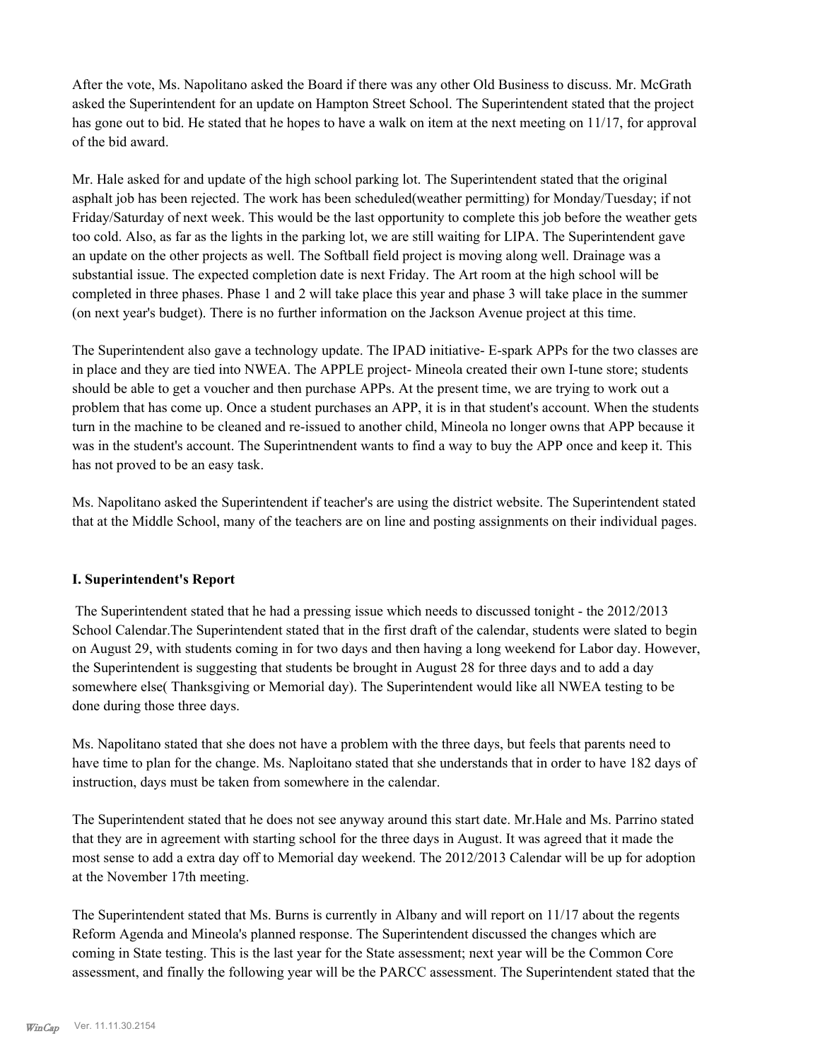After the vote, Ms. Napolitano asked the Board if there was any other Old Business to discuss. Mr. McGrath asked the Superintendent for an update on Hampton Street School. The Superintendent stated that the project has gone out to bid. He stated that he hopes to have a walk on item at the next meeting on 11/17, for approval of the bid award.

Mr. Hale asked for and update of the high school parking lot. The Superintendent stated that the original asphalt job has been rejected. The work has been scheduled(weather permitting) for Monday/Tuesday; if not Friday/Saturday of next week. This would be the last opportunity to complete this job before the weather gets too cold. Also, as far as the lights in the parking lot, we are still waiting for LIPA. The Superintendent gave an update on the other projects as well. The Softball field project is moving along well. Drainage was a substantial issue. The expected completion date is next Friday. The Art room at the high school will be completed in three phases. Phase 1 and 2 will take place this year and phase 3 will take place in the summer (on next year's budget). There is no further information on the Jackson Avenue project at this time.

The Superintendent also gave a technology update. The IPAD initiative- E-spark APPs for the two classes are in place and they are tied into NWEA. The APPLE project- Mineola created their own I-tune store; students should be able to get a voucher and then purchase APPs. At the present time, we are trying to work out a problem that has come up. Once a student purchases an APP, it is in that student's account. When the students turn in the machine to be cleaned and re-issued to another child, Mineola no longer owns that APP because it was in the student's account. The Superintnendent wants to find a way to buy the APP once and keep it. This has not proved to be an easy task.

Ms. Napolitano asked the Superintendent if teacher's are using the district website. The Superintendent stated that at the Middle School, many of the teachers are on line and posting assignments on their individual pages.

### I. Superintendent's Report

The Superintendent stated that he had a pressing issue which needs to discussed tonight - the 2012/2013 School Calendar.The Superintendent stated that in the first draft of the calendar, students were slated to begin on August 29, with students coming in for two days and then having a long weekend for Labor day. However, the Superintendent is suggesting that students be brought in August 28 for three days and to add a day somewhere else( Thanksgiving or Memorial day). The Superintendent would like all NWEA testing to be done during those three days.

Ms. Napolitano stated that she does not have a problem with the three days, but feels that parents need to have time to plan for the change. Ms. Naploitano stated that she understands that in order to have 182 days of instruction, days must be taken from somewhere in the calendar.

The Superintendent stated that he does not see anyway around this start date. Mr.Hale and Ms. Parrino stated that they are in agreement with starting school for the three days in August. It was agreed that it made the most sense to add a extra day off to Memorial day weekend. The 2012/2013 Calendar will be up for adoption at the November 17th meeting.

The Superintendent stated that Ms. Burns is currently in Albany and will report on 11/17 about the regents Reform Agenda and Mineola's planned response. The Superintendent discussed the changes which are coming in State testing. This is the last year for the State assessment; next year will be the Common Core assessment, and finally the following year will be the PARCC assessment. The Superintendent stated that the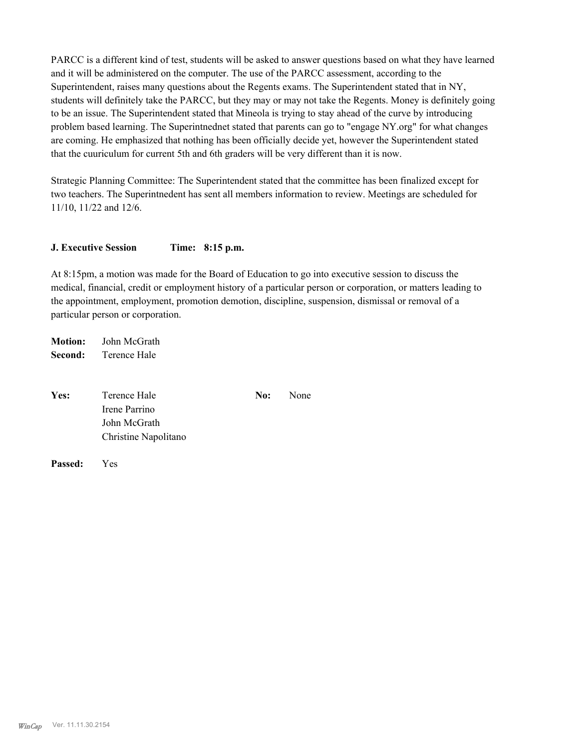PARCC is a different kind of test, students will be asked to answer questions based on what they have learned and it will be administered on the computer. The use of the PARCC assessment, according to the Superintendent, raises many questions about the Regents exams. The Superintendent stated that in NY, students will definitely take the PARCC, but they may or may not take the Regents. Money is definitely going to be an issue. The Superintendent stated that Mineola is trying to stay ahead of the curve by introducing problem based learning. The Superintnednet stated that parents can go to "engage NY.org" for what changes are coming. He emphasized that nothing has been officially decide yet, however the Superintendent stated that the cuuriculum for current 5th and 6th graders will be very different than it is now.

Strategic Planning Committee: The Superintendent stated that the committee has been finalized except for two teachers. The Superintnedent has sent all members information to review. Meetings are scheduled for 11/10, 11/22 and 12/6.

**J. Executive Session Time: 8:15 p.m.**

At 8:15pm, a motion was made for the Board of Education to go into executive session to discuss the medical, financial, credit or employment history of a particular person or corporation, or matters leading to the appointment, employment, promotion demotion, discipline, suspension, dismissal or removal of a particular person or corporation.

**Motion:** John McGrath
**Second:** Terence Hale

| **Yes:** | Terence Hale | **No:** | None |
|---|---|---|---|
| | Irene Parrino | | |
| | John McGrath | | |
| | Christine Napolitano | | |

**Passed:** Yes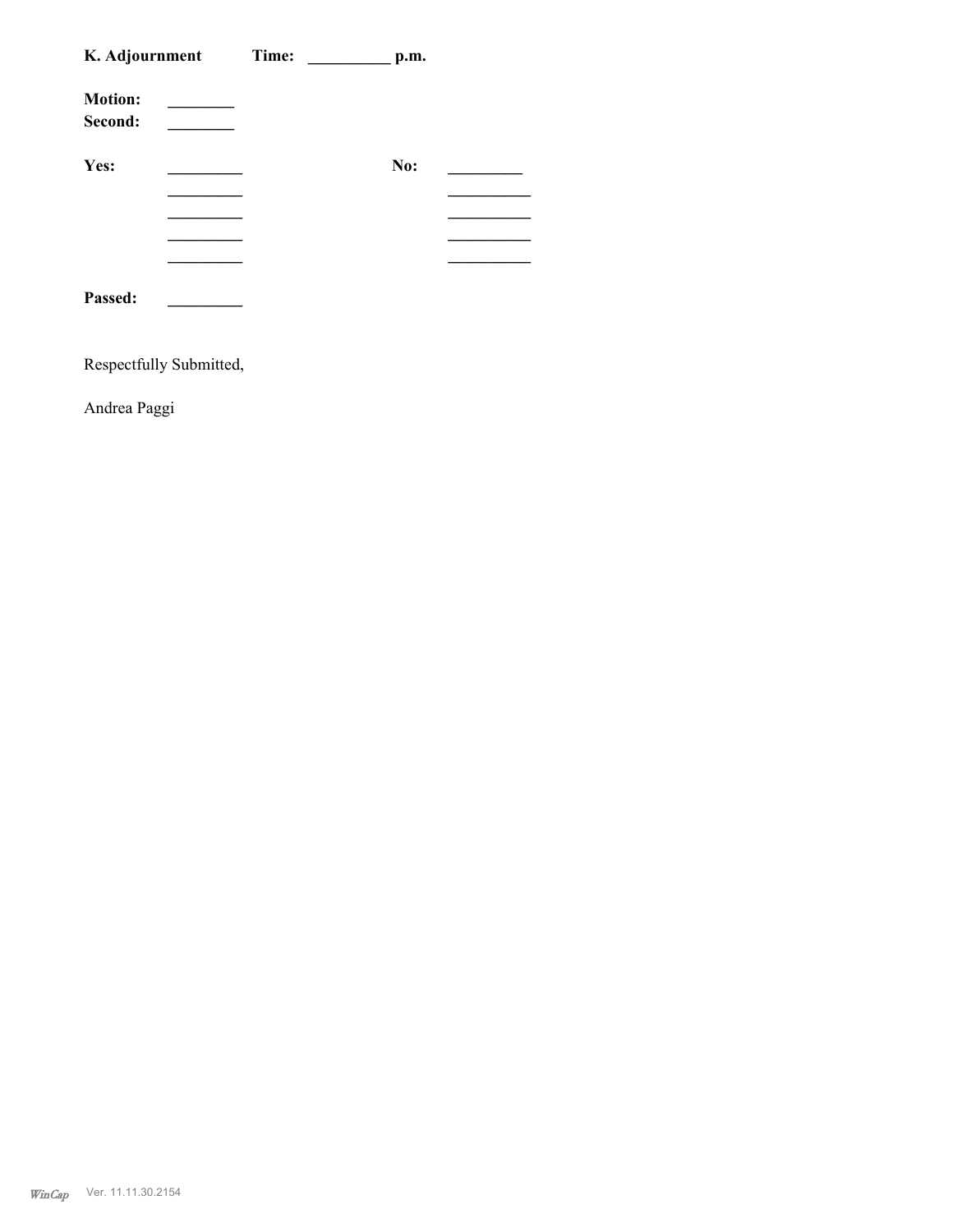**K. Adjournment** **Time: __________ p.m.**

**Motion:** ________
**Second:** ________

| | | | |
|---|---|---|---|
| **Yes:** | _________ | **No:** | _________ |
| | _________ | | __________ |
| | _________ | | __________ |
| | _________ | | __________ |
| | _________ | | __________ |

**Passed:** _________

Respectfully Submitted,

Andrea Paggi